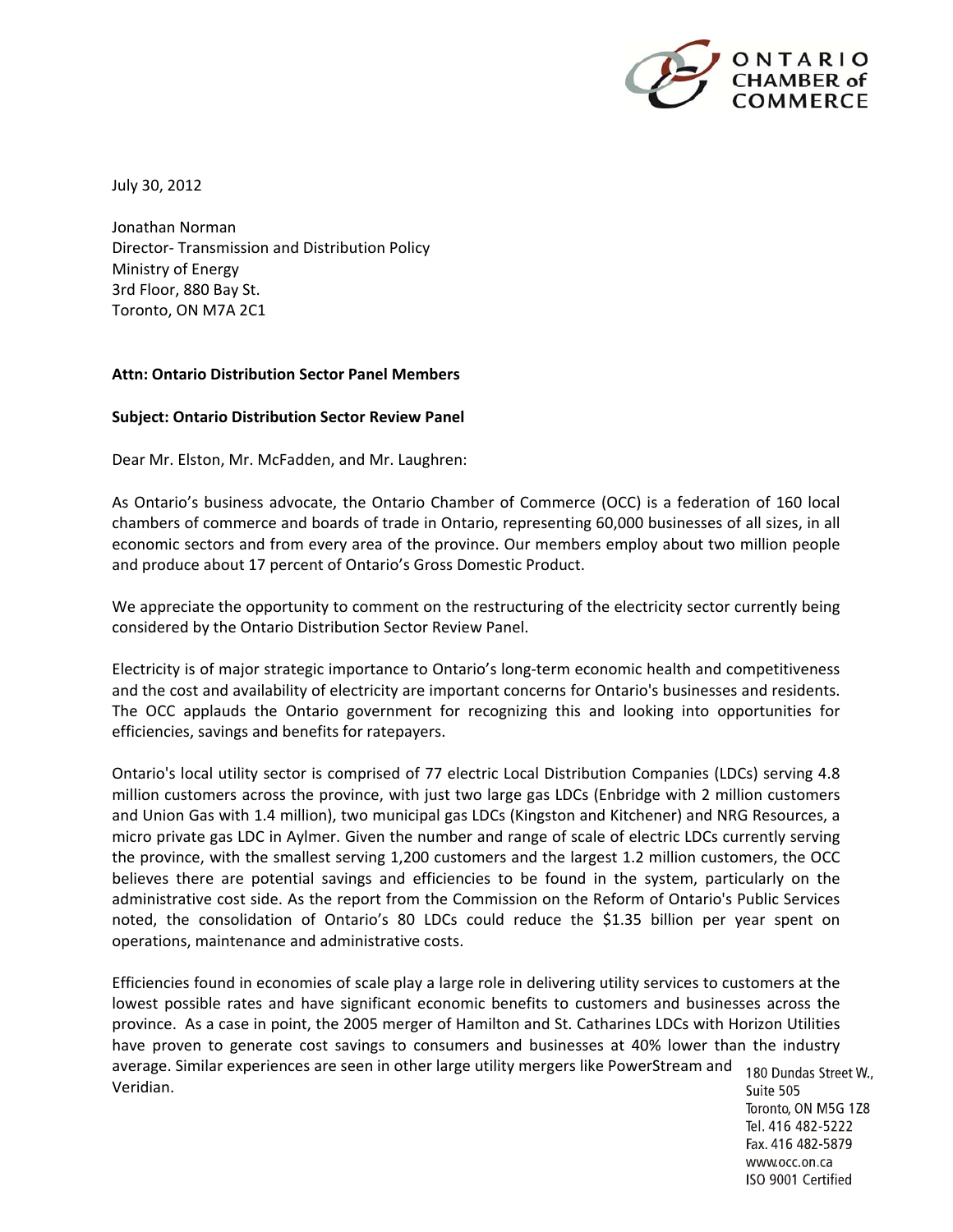ONTARIO CHAMBER of COMMERCE

July 30, 2012

Jonathan Norman
Director- Transmission and Distribution Policy
Ministry of Energy
3rd Floor, 880 Bay St.
Toronto, ON M7A 2C1

**Attn: Ontario Distribution Sector Panel Members**

**Subject: Ontario Distribution Sector Review Panel**

Dear Mr. Elston, Mr. McFadden, and Mr. Laughren:

As Ontario's business advocate, the Ontario Chamber of Commerce (OCC) is a federation of 160 local chambers of commerce and boards of trade in Ontario, representing 60,000 businesses of all sizes, in all economic sectors and from every area of the province. Our members employ about two million people and produce about 17 percent of Ontario's Gross Domestic Product.

We appreciate the opportunity to comment on the restructuring of the electricity sector currently being considered by the Ontario Distribution Sector Review Panel.

Electricity is of major strategic importance to Ontario's long-term economic health and competitiveness and the cost and availability of electricity are important concerns for Ontario's businesses and residents. The OCC applauds the Ontario government for recognizing this and looking into opportunities for efficiencies, savings and benefits for ratepayers.

Ontario's local utility sector is comprised of 77 electric Local Distribution Companies (LDCs) serving 4.8 million customers across the province, with just two large gas LDCs (Enbridge with 2 million customers and Union Gas with 1.4 million), two municipal gas LDCs (Kingston and Kitchener) and NRG Resources, a micro private gas LDC in Aylmer. Given the number and range of scale of electric LDCs currently serving the province, with the smallest serving 1,200 customers and the largest 1.2 million customers, the OCC believes there are potential savings and efficiencies to be found in the system, particularly on the administrative cost side. As the report from the Commission on the Reform of Ontario's Public Services noted, the consolidation of Ontario's 80 LDCs could reduce the $1.35 billion per year spent on operations, maintenance and administrative costs.

Efficiencies found in economies of scale play a large role in delivering utility services to customers at the lowest possible rates and have significant economic benefits to customers and businesses across the province. As a case in point, the 2005 merger of Hamilton and St. Catharines LDCs with Horizon Utilities have proven to generate cost savings to consumers and businesses at 40% lower than the industry average. Similar experiences are seen in other large utility mergers like PowerStream and Veridian.

180 Dundas Street W.,
Suite 505
Toronto, ON M5G 1Z8
Tel. 416 482-5222
Fax. 416 482-5879
www.occ.on.ca
ISO 9001 Certified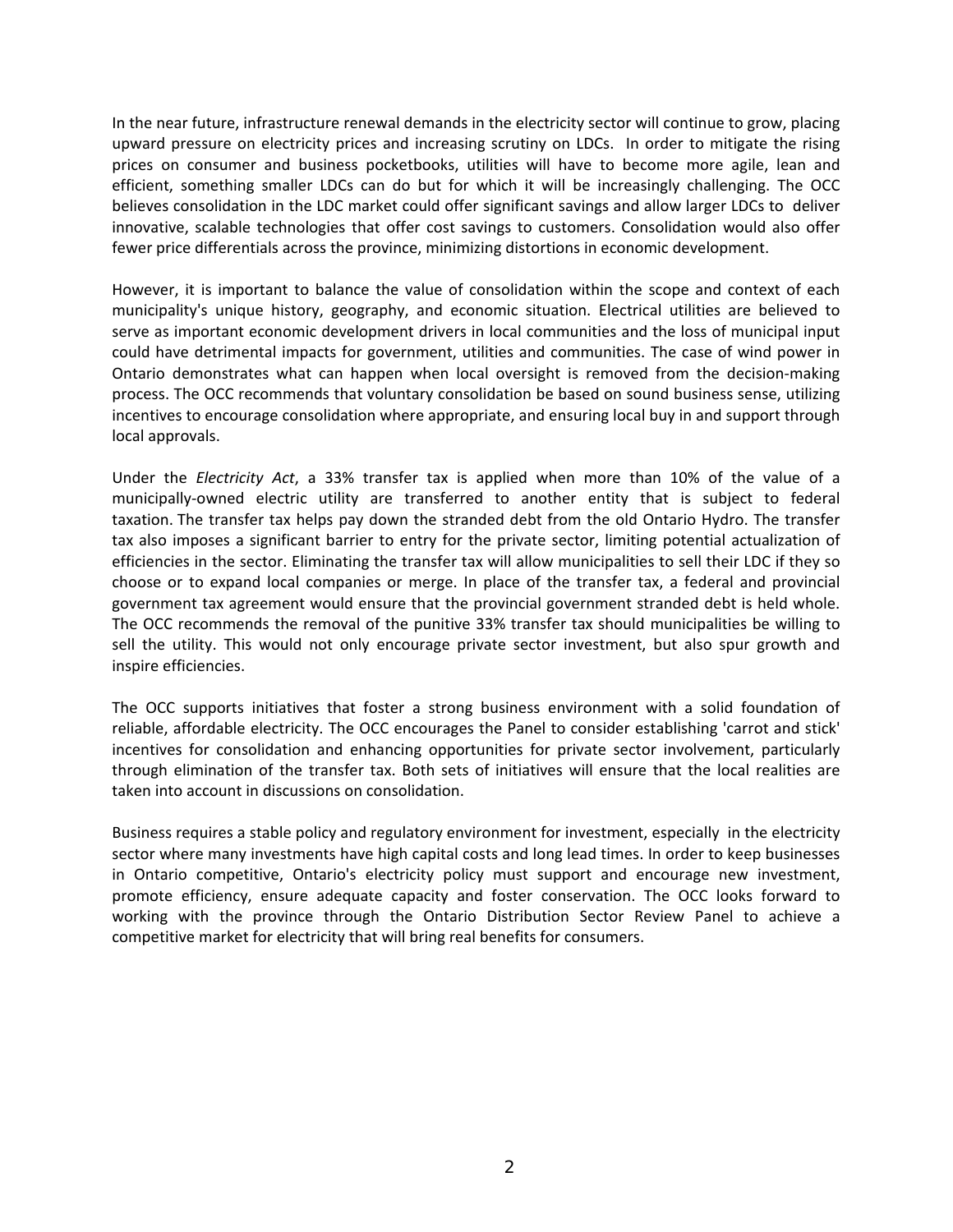In the near future, infrastructure renewal demands in the electricity sector will continue to grow, placing upward pressure on electricity prices and increasing scrutiny on LDCs. In order to mitigate the rising prices on consumer and business pocketbooks, utilities will have to become more agile, lean and efficient, something smaller LDCs can do but for which it will be increasingly challenging. The OCC believes consolidation in the LDC market could offer significant savings and allow larger LDCs to deliver innovative, scalable technologies that offer cost savings to customers. Consolidation would also offer fewer price differentials across the province, minimizing distortions in economic development.

However, it is important to balance the value of consolidation within the scope and context of each municipality's unique history, geography, and economic situation. Electrical utilities are believed to serve as important economic development drivers in local communities and the loss of municipal input could have detrimental impacts for government, utilities and communities. The case of wind power in Ontario demonstrates what can happen when local oversight is removed from the decision-making process. The OCC recommends that voluntary consolidation be based on sound business sense, utilizing incentives to encourage consolidation where appropriate, and ensuring local buy in and support through local approvals.

Under the *Electricity Act*, a 33% transfer tax is applied when more than 10% of the value of a municipally-owned electric utility are transferred to another entity that is subject to federal taxation. The transfer tax helps pay down the stranded debt from the old Ontario Hydro. The transfer tax also imposes a significant barrier to entry for the private sector, limiting potential actualization of efficiencies in the sector. Eliminating the transfer tax will allow municipalities to sell their LDC if they so choose or to expand local companies or merge. In place of the transfer tax, a federal and provincial government tax agreement would ensure that the provincial government stranded debt is held whole. The OCC recommends the removal of the punitive 33% transfer tax should municipalities be willing to sell the utility. This would not only encourage private sector investment, but also spur growth and inspire efficiencies.

The OCC supports initiatives that foster a strong business environment with a solid foundation of reliable, affordable electricity. The OCC encourages the Panel to consider establishing 'carrot and stick' incentives for consolidation and enhancing opportunities for private sector involvement, particularly through elimination of the transfer tax. Both sets of initiatives will ensure that the local realities are taken into account in discussions on consolidation.

Business requires a stable policy and regulatory environment for investment, especially in the electricity sector where many investments have high capital costs and long lead times. In order to keep businesses in Ontario competitive, Ontario's electricity policy must support and encourage new investment, promote efficiency, ensure adequate capacity and foster conservation. The OCC looks forward to working with the province through the Ontario Distribution Sector Review Panel to achieve a competitive market for electricity that will bring real benefits for consumers.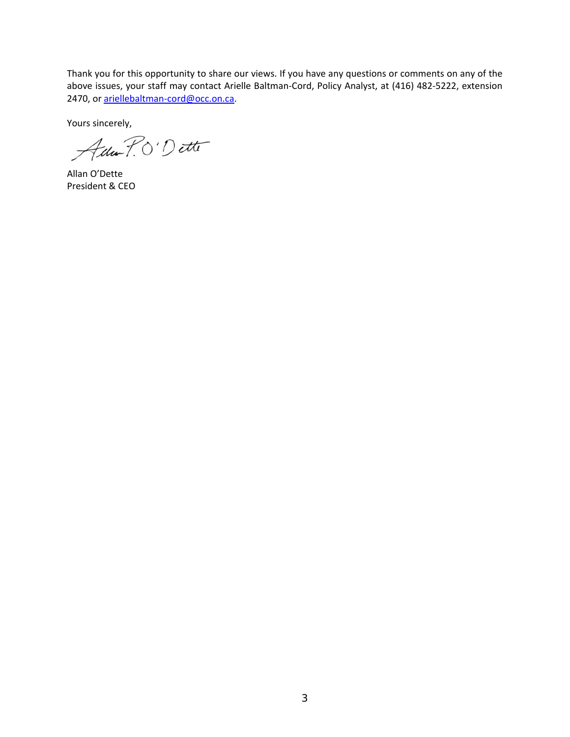Thank you for this opportunity to share our views. If you have any questions or comments on any of the above issues, your staff may contact Arielle Baltman-Cord, Policy Analyst, at (416) 482-5222, extension 2470, or [ariellebaltman-cord@occ.on.ca](mailto:ariellebaltman-cord@occ.on.ca).

Yours sincerely,

Allan O'Dette
President & CEO